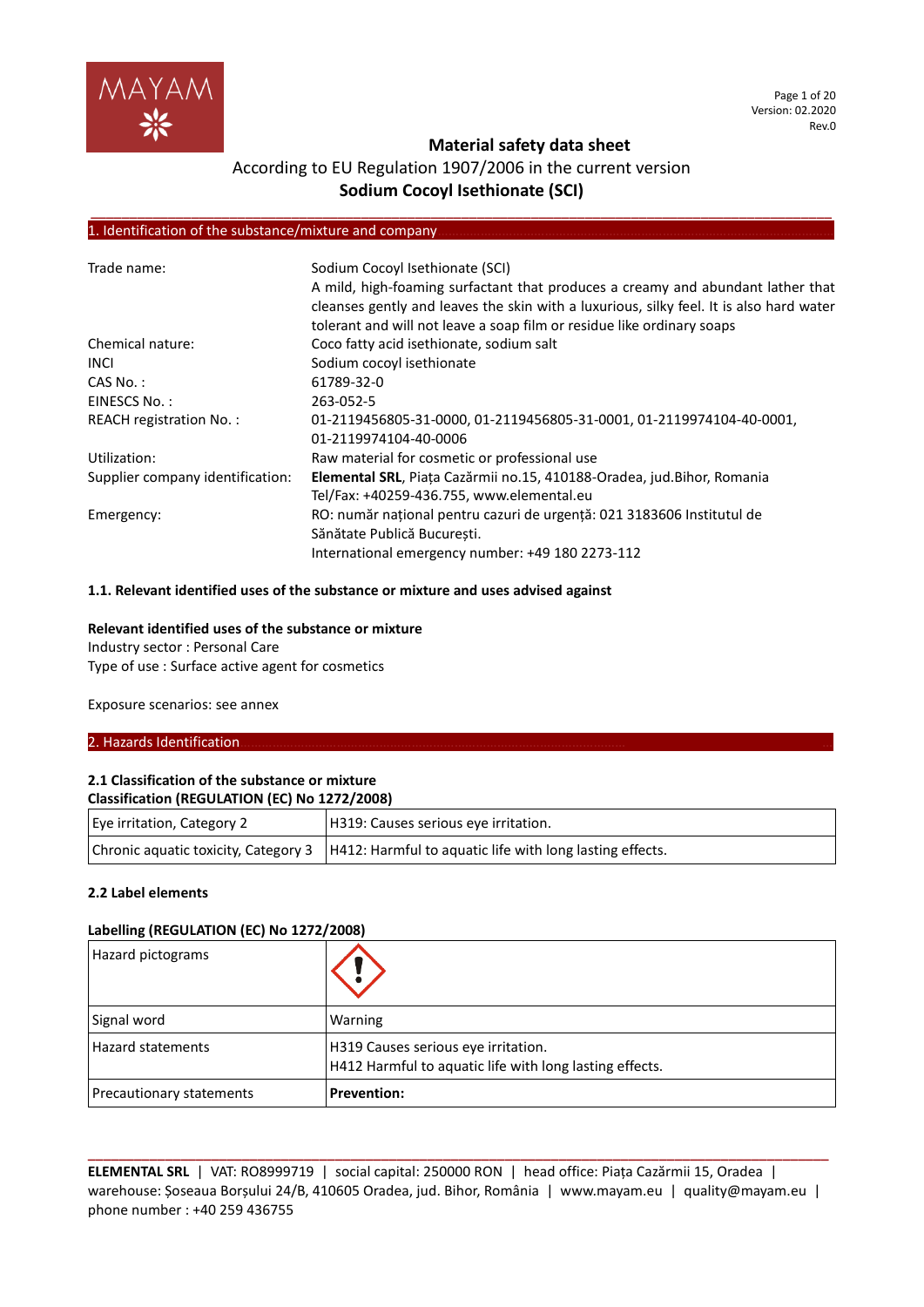# Material safety data sheet

According to EU Regulation 1907/2006 in the current version

**Sodium Cocoyl Isethionate (SCI)**

## 1. Identification of the substance/mixture and company

| | |
|---|---|
| Trade name: | Sodium Cocoyl Isethionate (SCI)<br>A mild, high-foaming surfactant that produces a creamy and abundant lather that cleanses gently and leaves the skin with a luxurious, silky feel. It is also hard water tolerant and will not leave a soap film or residue like ordinary soaps |
| Chemical nature: | Coco fatty acid isethionate, sodium salt |
| INCI | Sodium cocoyl isethionate |
| CAS No. : | 61789-32-0 |
| EINESCS No. : | 263-052-5 |
| REACH registration No. : | 01-2119456805-31-0000, 01-2119456805-31-0001, 01-2119974104-40-0001, 01-2119974104-40-0006 |
| Utilization: | Raw material for cosmetic or professional use |
| Supplier company identification: | **Elemental SRL**, Piața Cazărmii no.15, 410188-Oradea, jud.Bihor, Romania<br>Tel/Fax: +40259-436.755, www.elemental.eu |
| Emergency: | RO: număr național pentru cazuri de urgență: 021 3183606 Institutul de Sănătate Publică București.<br>International emergency number: +49 180 2273-112 |

### 1.1. Relevant identified uses of the substance or mixture and uses advised against

**Relevant identified uses of the substance or mixture**

Industry sector : Personal Care

Type of use : Surface active agent for cosmetics

Exposure scenarios: see annex

## 2. Hazards Identification

### 2.1 Classification of the substance or mixture

**Classification (REGULATION (EC) No 1272/2008)**

| | |
|---|---|
| Eye irritation, Category 2 | H319: Causes serious eye irritation. |
| Chronic aquatic toxicity, Category 3 | H412: Harmful to aquatic life with long lasting effects. |

### 2.2 Label elements

**Labelling (REGULATION (EC) No 1272/2008)**

| | |
|---|---|
| Hazard pictograms | |
| Signal word | Warning |
| Hazard statements | H319 Causes serious eye irritation.<br>H412 Harmful to aquatic life with long lasting effects. |
| Precautionary statements | **Prevention:** |

**ELEMENTAL SRL** | VAT: RO8999719 | social capital: 250000 RON | head office: Piața Cazărmii 15, Oradea | warehouse: Șoseaua Borșului 24/B, 410605 Oradea, jud. Bihor, România | www.mayam.eu | quality@mayam.eu | phone number : +40 259 436755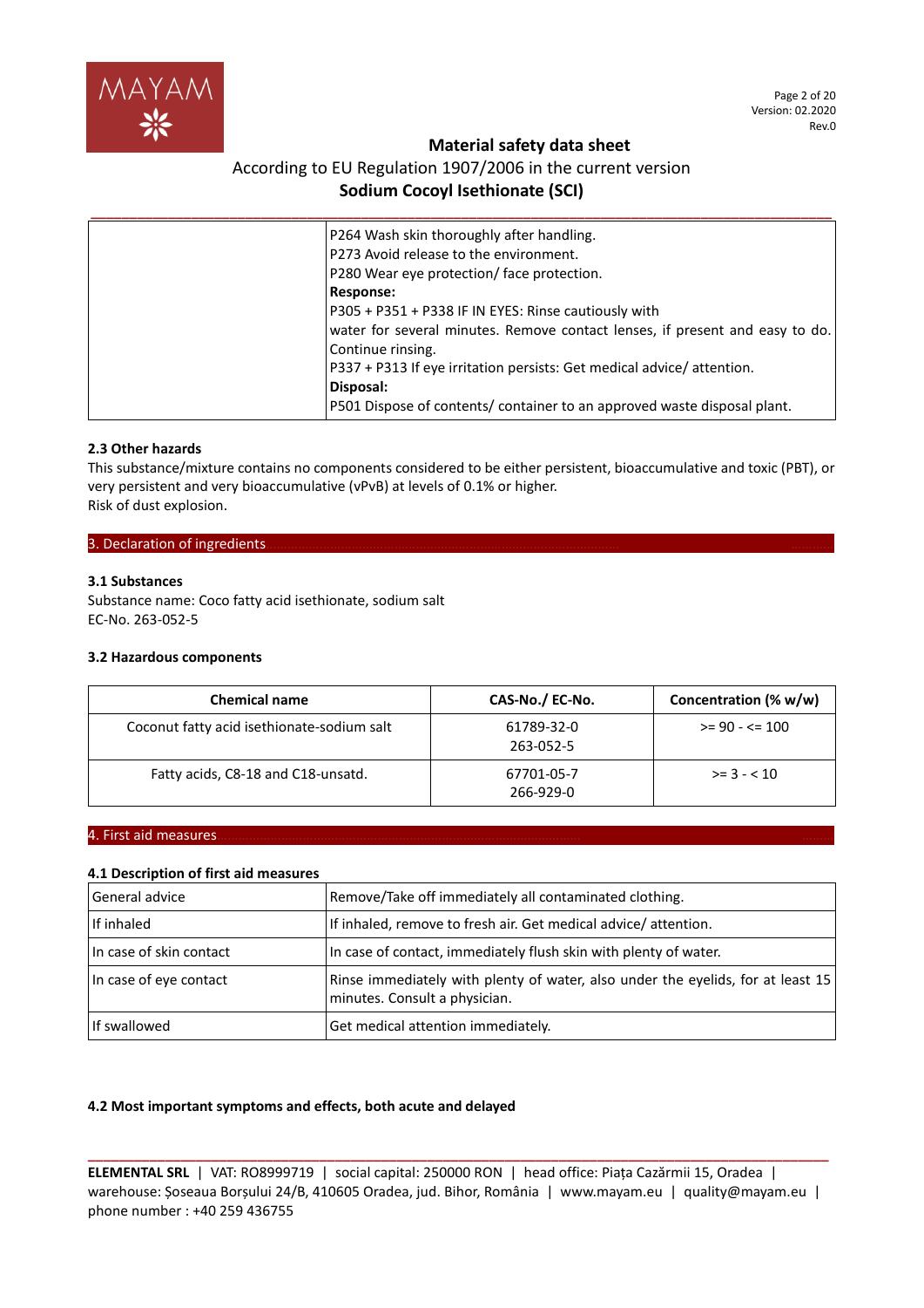| | |
|---|---|
| | P264 Wash skin thoroughly after handling.<br>P273 Avoid release to the environment.<br>P280 Wear eye protection/ face protection.<br>**Response:**<br>P305 + P351 + P338 IF IN EYES: Rinse cautiously with water for several minutes. Remove contact lenses, if present and easy to do. Continue rinsing.<br>P337 + P313 If eye irritation persists: Get medical advice/ attention.<br>**Disposal:**<br>P501 Dispose of contents/ container to an approved waste disposal plant. |

### 2.3 Other hazards

This substance/mixture contains no components considered to be either persistent, bioaccumulative and toxic (PBT), or very persistent and very bioaccumulative (vPvB) at levels of 0.1% or higher.
Risk of dust explosion.

## 3. Declaration of ingredients

### 3.1 Substances

Substance name: Coco fatty acid isethionate, sodium salt
EC-No. 263-052-5

### 3.2 Hazardous components

| Chemical name | CAS-No./ EC-No. | Concentration (% w/w) |
|---|---|---|
| Coconut fatty acid isethionate-sodium salt | 61789-32-0<br>263-052-5 | >= 90 - <= 100 |
| Fatty acids, C8-18 and C18-unsatd. | 67701-05-7<br>266-929-0 | >= 3 - < 10 |

## 4. First aid measures

### 4.1 Description of first aid measures

| | |
|---|---|
| General advice | Remove/Take off immediately all contaminated clothing. |
| If inhaled | If inhaled, remove to fresh air. Get medical advice/ attention. |
| In case of skin contact | In case of contact, immediately flush skin with plenty of water. |
| In case of eye contact | Rinse immediately with plenty of water, also under the eyelids, for at least 15 minutes. Consult a physician. |
| If swallowed | Get medical attention immediately. |

### 4.2 Most important symptoms and effects, both acute and delayed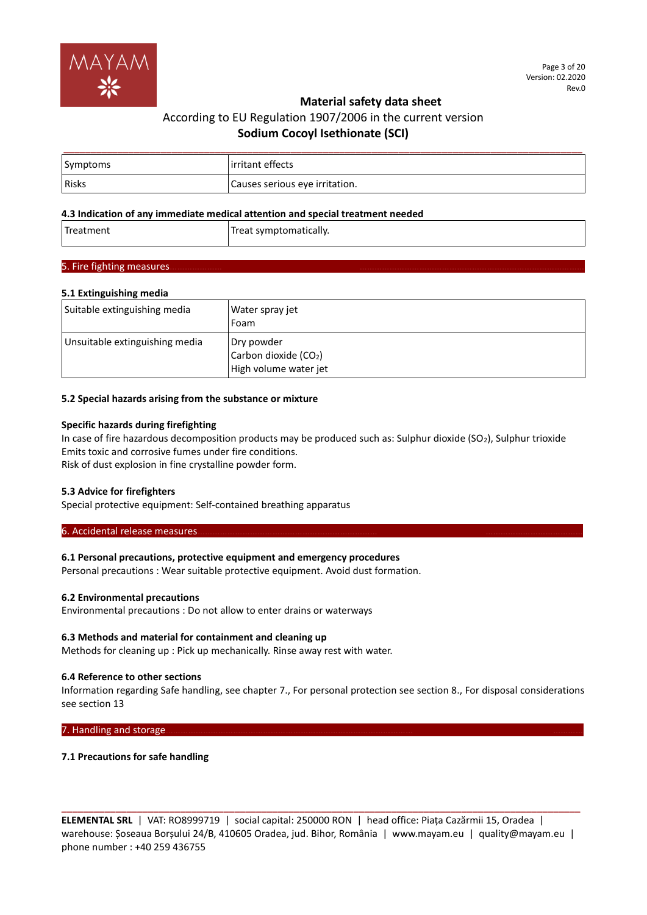| Symptoms | irritant effects |
|---|---|
| Risks | Causes serious eye irritation. |

### 4.3 Indication of any immediate medical attention and special treatment needed

| Treatment | Treat symptomatically. |
|---|---|

## 5. Fire fighting measures

### 5.1 Extinguishing media

| Suitable extinguishing media | Water spray jet<br>Foam |
|---|---|
| Unsuitable extinguishing media | Dry powder<br>Carbon dioxide ($CO_2$)<br>High volume water jet |

### 5.2 Special hazards arising from the substance or mixture

**Specific hazards during firefighting**

In case of fire hazardous decomposition products may be produced such as: Sulphur dioxide ($SO_2$), Sulphur trioxide
Emits toxic and corrosive fumes under fire conditions.
Risk of dust explosion in fine crystalline powder form.

### 5.3 Advice for firefighters

Special protective equipment: Self-contained breathing apparatus

## 6. Accidental release measures

### 6.1 Personal precautions, protective equipment and emergency procedures

Personal precautions : Wear suitable protective equipment. Avoid dust formation.

### 6.2 Environmental precautions

Environmental precautions : Do not allow to enter drains or waterways

### 6.3 Methods and material for containment and cleaning up

Methods for cleaning up : Pick up mechanically. Rinse away rest with water.

### 6.4 Reference to other sections

Information regarding Safe handling, see chapter 7., For personal protection see section 8., For disposal considerations see section 13

## 7. Handling and storage

### 7.1 Precautions for safe handling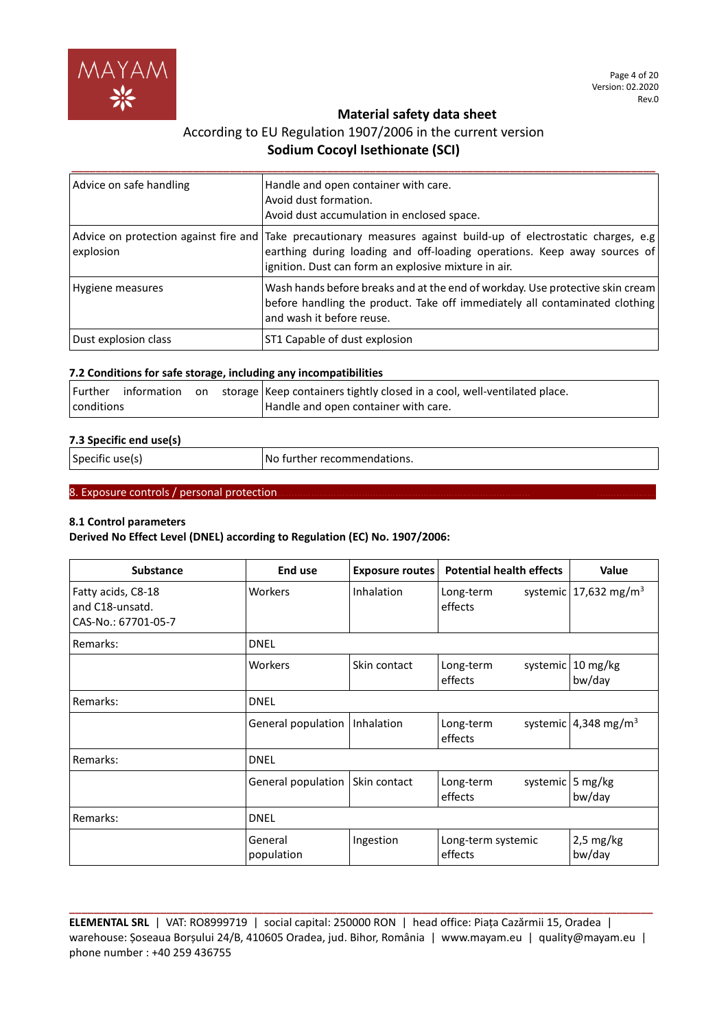| | |
|---|---|
| Advice on safe handling | Handle and open container with care.<br>Avoid dust formation.<br>Avoid dust accumulation in enclosed space. |
| Advice on protection against fire and explosion | Take precautionary measures against build-up of electrostatic charges, e.g earthing during loading and off-loading operations. Keep away sources of ignition. Dust can form an explosive mixture in air. |
| Hygiene measures | Wash hands before breaks and at the end of workday. Use protective skin cream before handling the product. Take off immediately all contaminated clothing and wash it before reuse. |
| Dust explosion class | ST1 Capable of dust explosion |

### 7.2 Conditions for safe storage, including any incompatibilities

| | |
|---|---|
| Further information on storage conditions | Keep containers tightly closed in a cool, well-ventilated place.<br>Handle and open container with care. |

### 7.3 Specific end use(s)

| | |
|---|---|
| Specific use(s) | No further recommendations. |

## 8. Exposure controls / personal protection

### 8.1 Control parameters

**Derived No Effect Level (DNEL) according to Regulation (EC) No. 1907/2006:**

| Substance | End use | Exposure routes | Potential health effects | Value |
|---|---|---|---|---|
| Fatty acids, C8-18 and C18-unsatd.<br>CAS-No.: 67701-05-7 | Workers | Inhalation | Long-term systemic effects | 17,632 $mg/m^3$ |
| Remarks: | DNEL | | | |
| | Workers | Skin contact | Long-term systemic effects | 10 mg/kg bw/day |
| Remarks: | DNEL | | | |
| | General population | Inhalation | Long-term systemic effects | 4,348 $mg/m^3$ |
| Remarks: | DNEL | | | |
| | General population | Skin contact | Long-term systemic effects | 5 mg/kg bw/day |
| Remarks: | DNEL | | | |
| | General population | Ingestion | Long-term systemic effects | 2,5 mg/kg bw/day |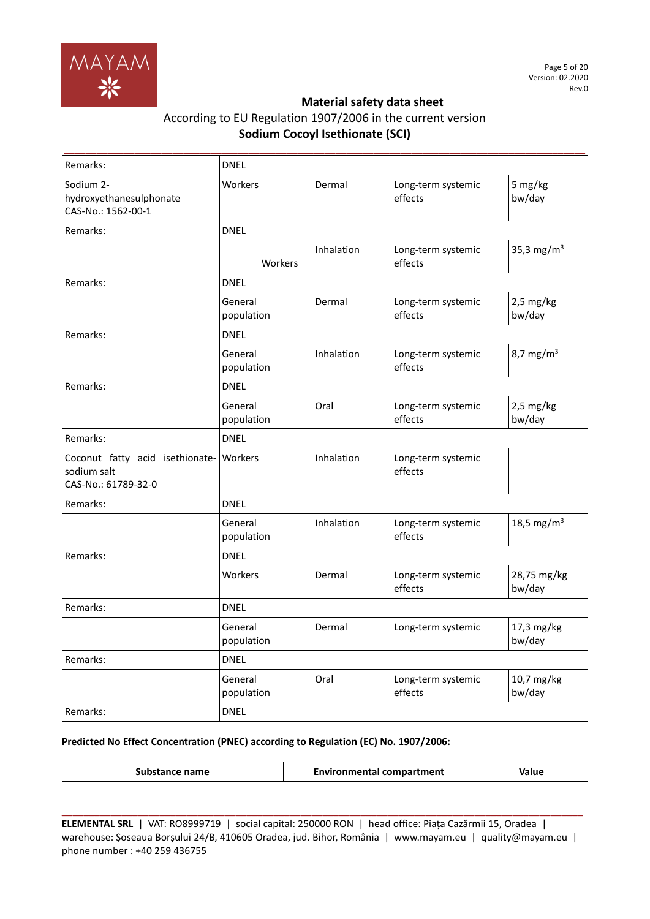| Remarks: | DNEL | | | |
|---|---|---|---|---|
| Sodium 2-hydroxyethanesulphonate CAS-No.: 1562-00-1 | Workers | Dermal | Long-term systemic effects | 5 mg/kg bw/day |
| Remarks: | DNEL | | | |
| | Workers | Inhalation | Long-term systemic effects | 35,3 mg/m$^3$ |
| Remarks: | DNEL | | | |
| | General population | Dermal | Long-term systemic effects | 2,5 mg/kg bw/day |
| Remarks: | DNEL | | | |
| | General population | Inhalation | Long-term systemic effects | 8,7 mg/m$^3$ |
| Remarks: | DNEL | | | |
| | General population | Oral | Long-term systemic effects | 2,5 mg/kg bw/day |
| Remarks: | DNEL | | | |
| Coconut fatty acid isethionate-sodium salt CAS-No.: 61789-32-0 | Workers | Inhalation | Long-term systemic effects | |
| Remarks: | DNEL | | | |
| | General population | Inhalation | Long-term systemic effects | 18,5 mg/m$^3$ |
| Remarks: | DNEL | | | |
| | Workers | Dermal | Long-term systemic effects | 28,75 mg/kg bw/day |
| Remarks: | DNEL | | | |
| | General population | Dermal | Long-term systemic | 17,3 mg/kg bw/day |
| Remarks: | DNEL | | | |
| | General population | Oral | Long-term systemic effects | 10,7 mg/kg bw/day |
| Remarks: | DNEL | | | |

**Predicted No Effect Concentration (PNEC) according to Regulation (EC) No. 1907/2006:**

| Substance name | Environmental compartment | Value |
|---|---|---|

**ELEMENTAL SRL** | VAT: RO8999719 | social capital: 250000 RON | head office: Piața Cazărmii 15, Oradea | warehouse: Șoseaua Borșului 24/B, 410605 Oradea, jud. Bihor, România | www.mayam.eu | quality@mayam.eu | phone number : +40 259 436755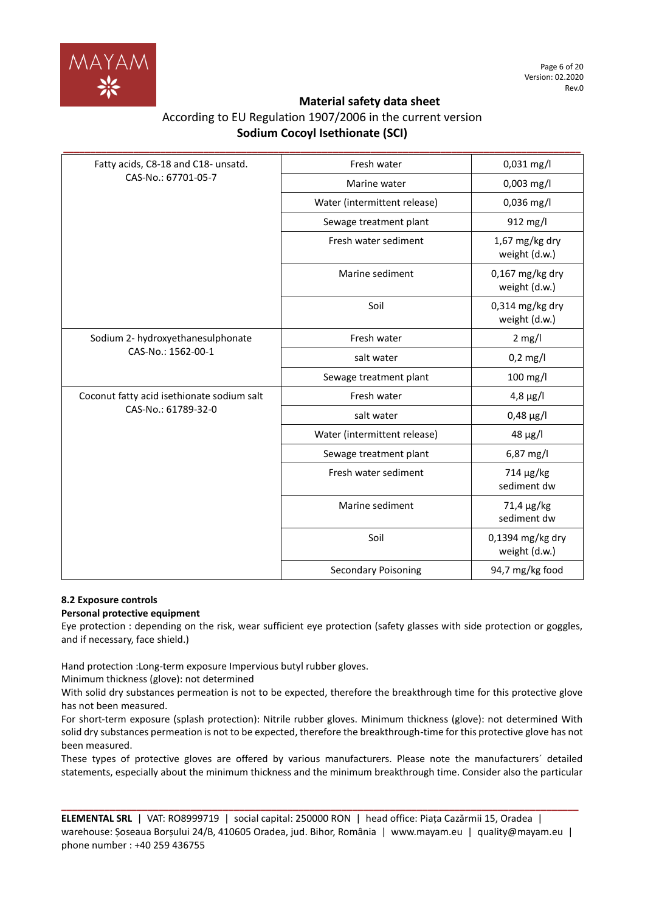# Material safety data sheet

According to EU Regulation 1907/2006 in the current version

**Sodium Cocoyl Isethionate (SCI)**

| Fatty acids, C8-18 and C18- unsatd. CAS-No.: 67701-05-7 | Fresh water | 0,031 mg/l |
|---|---|---|
| | Marine water | 0,003 mg/l |
| | Water (intermittent release) | 0,036 mg/l |
| | Sewage treatment plant | 912 mg/l |
| | Fresh water sediment | 1,67 mg/kg dry weight (d.w.) |
| | Marine sediment | 0,167 mg/kg dry weight (d.w.) |
| | Soil | 0,314 mg/kg dry weight (d.w.) |
| Sodium 2- hydroxyethanesulphonate CAS-No.: 1562-00-1 | Fresh water | 2 mg/l |
| | salt water | 0,2 mg/l |
| | Sewage treatment plant | 100 mg/l |
| Coconut fatty acid isethionate sodium salt CAS-No.: 61789-32-0 | Fresh water | 4,8 µg/l |
| | salt water | 0,48 µg/l |
| | Water (intermittent release) | 48 µg/l |
| | Sewage treatment plant | 6,87 mg/l |
| | Fresh water sediment | 714 µg/kg sediment dw |
| | Marine sediment | 71,4 µg/kg sediment dw |
| | Soil | 0,1394 mg/kg dry weight (d.w.) |
| | Secondary Poisoning | 94,7 mg/kg food |

**8.2 Exposure controls**

**Personal protective equipment**

Eye protection : depending on the risk, wear sufficient eye protection (safety glasses with side protection or goggles, and if necessary, face shield.)

Hand protection :Long-term exposure Impervious butyl rubber gloves.
Minimum thickness (glove): not determined
With solid dry substances permeation is not to be expected, therefore the breakthrough time for this protective glove has not been measured.
For short-term exposure (splash protection): Nitrile rubber gloves. Minimum thickness (glove): not determined With solid dry substances permeation is not to be expected, therefore the breakthrough-time for this protective glove has not been measured.
These types of protective gloves are offered by various manufacturers. Please note the manufacturers´ detailed statements, especially about the minimum thickness and the minimum breakthrough time. Consider also the particular

**ELEMENTAL SRL** | VAT: RO8999719 | social capital: 250000 RON | head office: Piața Cazărmii 15, Oradea | warehouse: Șoseaua Borșului 24/B, 410605 Oradea, jud. Bihor, România | www.mayam.eu | quality@mayam.eu | phone number : +40 259 436755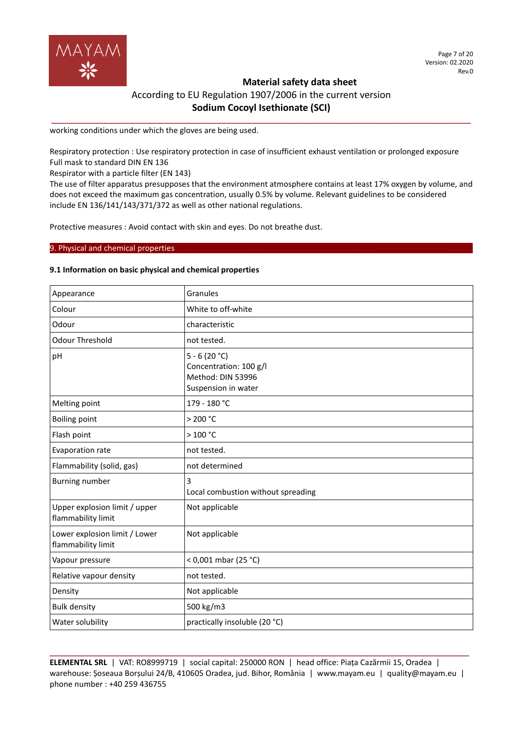working conditions under which the gloves are being used.

Respiratory protection : Use respiratory protection in case of insufficient exhaust ventilation or prolonged exposure
Full mask to standard DIN EN 136
Respirator with a particle filter (EN 143)
The use of filter apparatus presupposes that the environment atmosphere contains at least 17% oxygen by volume, and does not exceed the maximum gas concentration, usually 0.5% by volume. Relevant guidelines to be considered include EN 136/141/143/371/372 as well as other national regulations.

Protective measures : Avoid contact with skin and eyes. Do not breathe dust.

## 9. Physical and chemical properties

### 9.1 Information on basic physical and chemical properties

| Appearance | Granules |
|---|---|
| Colour | White to off-white |
| Odour | characteristic |
| Odour Threshold | not tested. |
| pH | 5 - 6 (20 °C)<br>Concentration: 100 g/l<br>Method: DIN 53996<br>Suspension in water |
| Melting point | 179 - 180 °C |
| Boiling point | > 200 °C |
| Flash point | > 100 °C |
| Evaporation rate | not tested. |
| Flammability (solid, gas) | not determined |
| Burning number | 3<br>Local combustion without spreading |
| Upper explosion limit / upper flammability limit | Not applicable |
| Lower explosion limit / Lower flammability limit | Not applicable |
| Vapour pressure | < 0,001 mbar (25 °C) |
| Relative vapour density | not tested. |
| Density | Not applicable |
| Bulk density | 500 kg/m3 |
| Water solubility | practically insoluble (20 °C) |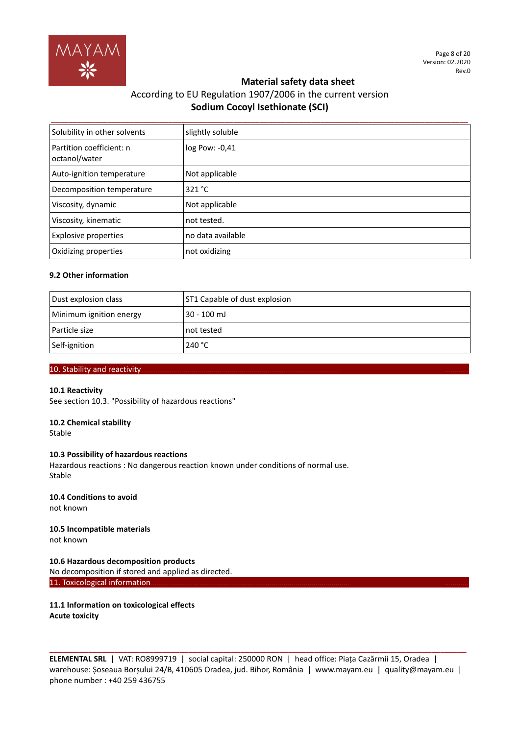| Solubility in other solvents | slightly soluble |
|---|---|
| Partition coefficient: n octanol/water | log Pow: -0,41 |
| Auto-ignition temperature | Not applicable |
| Decomposition temperature | 321 °C |
| Viscosity, dynamic | Not applicable |
| Viscosity, kinematic | not tested. |
| Explosive properties | no data available |
| Oxidizing properties | not oxidizing |

**9.2 Other information**

| Dust explosion class | ST1 Capable of dust explosion |
|---|---|
| Minimum ignition energy | 30 - 100 mJ |
| Particle size | not tested |
| Self-ignition | 240 °C |

## 10. Stability and reactivity

**10.1 Reactivity**

See section 10.3. "Possibility of hazardous reactions"

**10.2 Chemical stability**

Stable

**10.3 Possibility of hazardous reactions**

Hazardous reactions : No dangerous reaction known under conditions of normal use.
Stable

**10.4 Conditions to avoid**

not known

**10.5 Incompatible materials**

not known

**10.6 Hazardous decomposition products**

No decomposition if stored and applied as directed.

## 11. Toxicological information

**11.1 Information on toxicological effects**

**Acute toxicity**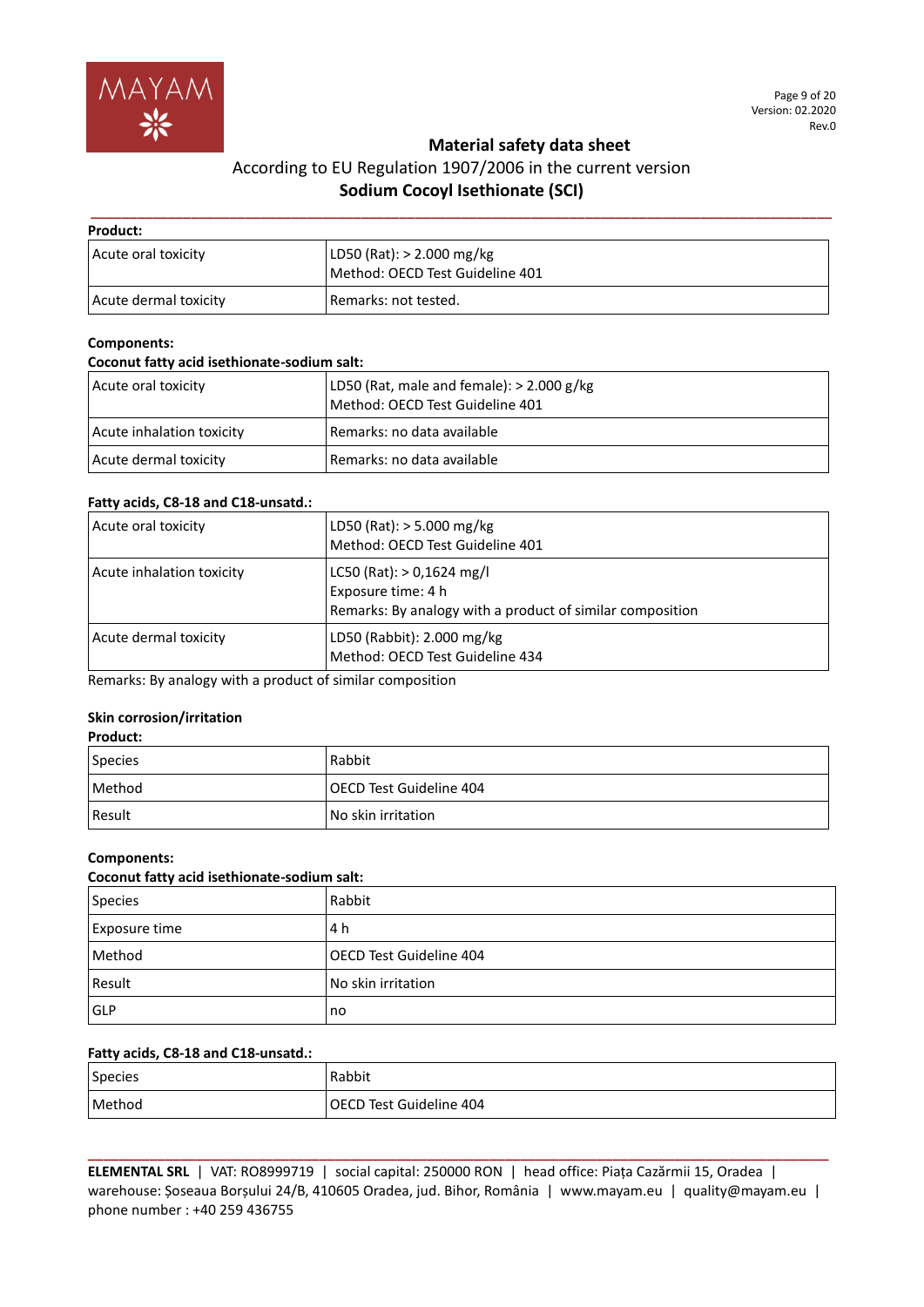**Product:**

| | |
|---|---|
| Acute oral toxicity | LD50 (Rat): > 2.000 mg/kg<br>Method: OECD Test Guideline 401 |
| Acute dermal toxicity | Remarks: not tested. |

**Components:**

**Coconut fatty acid isethionate-sodium salt:**

| | |
|---|---|
| Acute oral toxicity | LD50 (Rat, male and female): > 2.000 g/kg<br>Method: OECD Test Guideline 401 |
| Acute inhalation toxicity | Remarks: no data available |
| Acute dermal toxicity | Remarks: no data available |

**Fatty acids, C8-18 and C18-unsatd.:**

| | |
|---|---|
| Acute oral toxicity | LD50 (Rat): > 5.000 mg/kg<br>Method: OECD Test Guideline 401 |
| Acute inhalation toxicity | LC50 (Rat): > 0,1624 mg/l<br>Exposure time: 4 h<br>Remarks: By analogy with a product of similar composition |
| Acute dermal toxicity | LD50 (Rabbit): 2.000 mg/kg<br>Method: OECD Test Guideline 434 |

Remarks: By analogy with a product of similar composition

**Skin corrosion/irritation**

**Product:**

| | |
|---|---|
| Species | Rabbit |
| Method | OECD Test Guideline 404 |
| Result | No skin irritation |

**Components:**

**Coconut fatty acid isethionate-sodium salt:**

| | |
|---|---|
| Species | Rabbit |
| Exposure time | 4 h |
| Method | OECD Test Guideline 404 |
| Result | No skin irritation |
| GLP | no |

**Fatty acids, C8-18 and C18-unsatd.:**

| | |
|---|---|
| Species | Rabbit |
| Method | OECD Test Guideline 404 |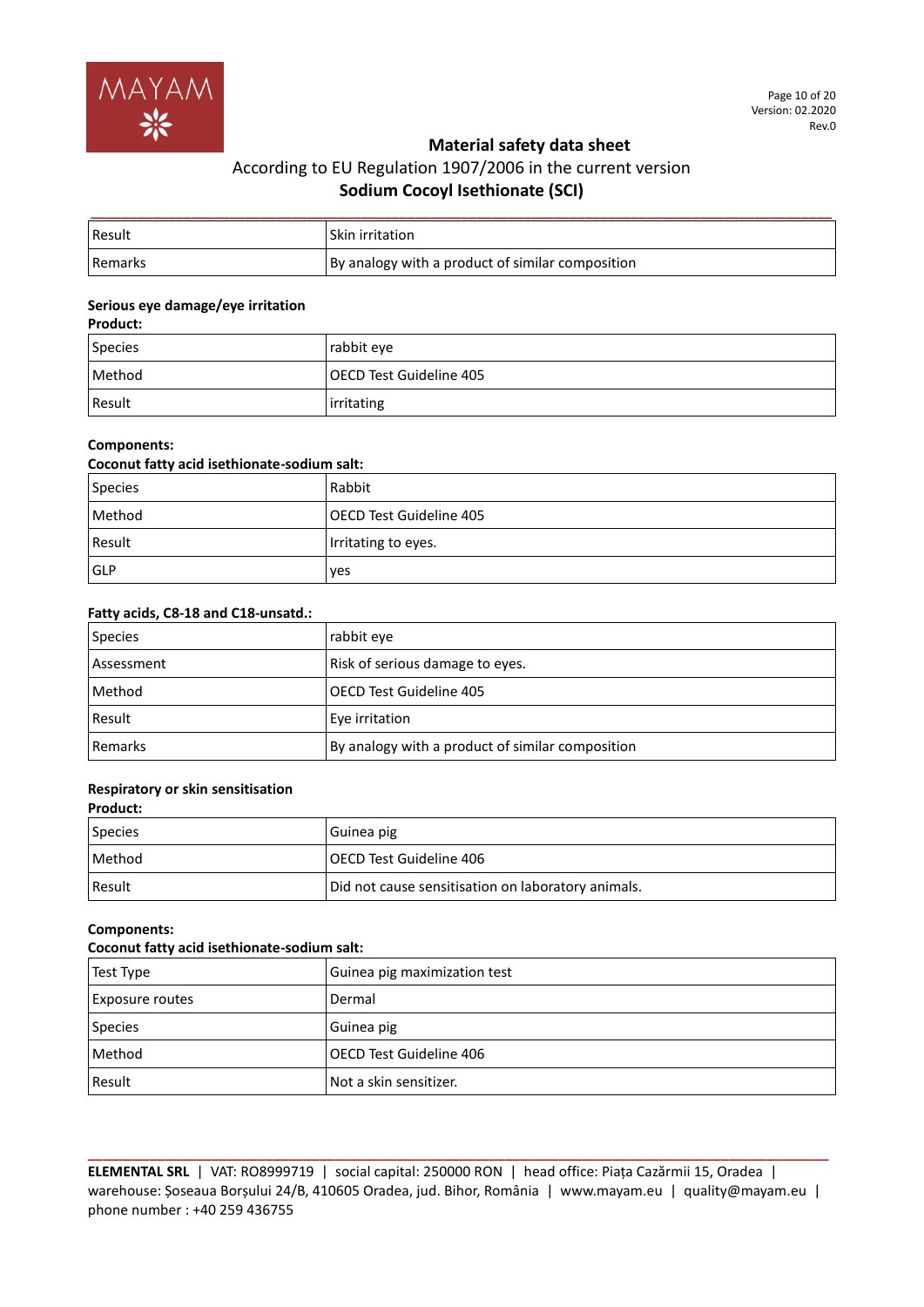| Result | Skin irritation |
|---|---|
| Remarks | By analogy with a product of similar composition |

**Serious eye damage/eye irritation**

**Product:**

| Species | rabbit eye |
|---|---|
| Method | OECD Test Guideline 405 |
| Result | irritating |

**Components:**

**Coconut fatty acid isethionate-sodium salt:**

| Species | Rabbit |
|---|---|
| Method | OECD Test Guideline 405 |
| Result | Irritating to eyes. |
| GLP | yes |

**Fatty acids, C8-18 and C18-unsatd.:**

| Species | rabbit eye |
|---|---|
| Assessment | Risk of serious damage to eyes. |
| Method | OECD Test Guideline 405 |
| Result | Eye irritation |
| Remarks | By analogy with a product of similar composition |

**Respiratory or skin sensitisation**

**Product:**

| Species | Guinea pig |
|---|---|
| Method | OECD Test Guideline 406 |
| Result | Did not cause sensitisation on laboratory animals. |

**Components:**

**Coconut fatty acid isethionate-sodium salt:**

| Test Type | Guinea pig maximization test |
|---|---|
| Exposure routes | Dermal |
| Species | Guinea pig |
| Method | OECD Test Guideline 406 |
| Result | Not a skin sensitizer. |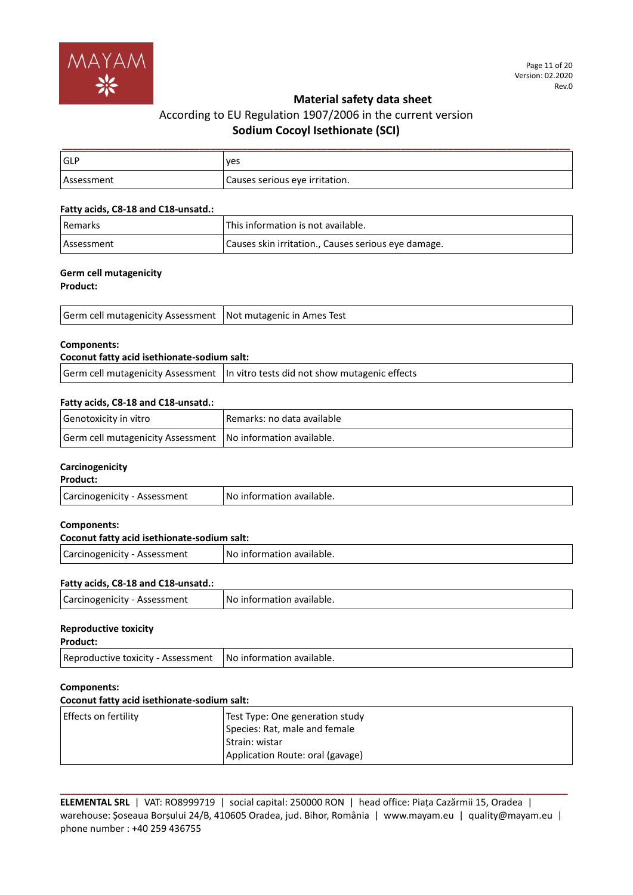| GLP | yes |
| --- | --- |
| Assessment | Causes serious eye irritation. |

**Fatty acids, C8-18 and C18-unsatd.:**

| Remarks | This information is not available. |
| --- | --- |
| Assessment | Causes skin irritation., Causes serious eye damage. |

**Germ cell mutagenicity**

**Product:**

| Germ cell mutagenicity Assessment | Not mutagenic in Ames Test |
| --- | --- |

**Components:**

**Coconut fatty acid isethionate-sodium salt:**

| Germ cell mutagenicity Assessment | In vitro tests did not show mutagenic effects |
| --- | --- |

**Fatty acids, C8-18 and C18-unsatd.:**

| Genotoxicity in vitro | Remarks: no data available |
| --- | --- |
| Germ cell mutagenicity Assessment | No information available. |

**Carcinogenicity**

**Product:**

| Carcinogenicity - Assessment | No information available. |
| --- | --- |

**Components:**

**Coconut fatty acid isethionate-sodium salt:**

| Carcinogenicity - Assessment | No information available. |
| --- | --- |

**Fatty acids, C8-18 and C18-unsatd.:**

| Carcinogenicity - Assessment | No information available. |
| --- | --- |

**Reproductive toxicity**

**Product:**

| Reproductive toxicity - Assessment | No information available. |
| --- | --- |

**Components:**

**Coconut fatty acid isethionate-sodium salt:**

| Effects on fertility | Test Type: One generation study<br>Species: Rat, male and female<br>Strain: wistar<br>Application Route: oral (gavage) |
| --- | --- |

**ELEMENTAL SRL** | VAT: RO8999719 | social capital: 250000 RON | head office: Piața Cazărmii 15, Oradea | warehouse: Șoseaua Borșului 24/B, 410605 Oradea, jud. Bihor, România | www.mayam.eu | quality@mayam.eu | phone number : +40 259 436755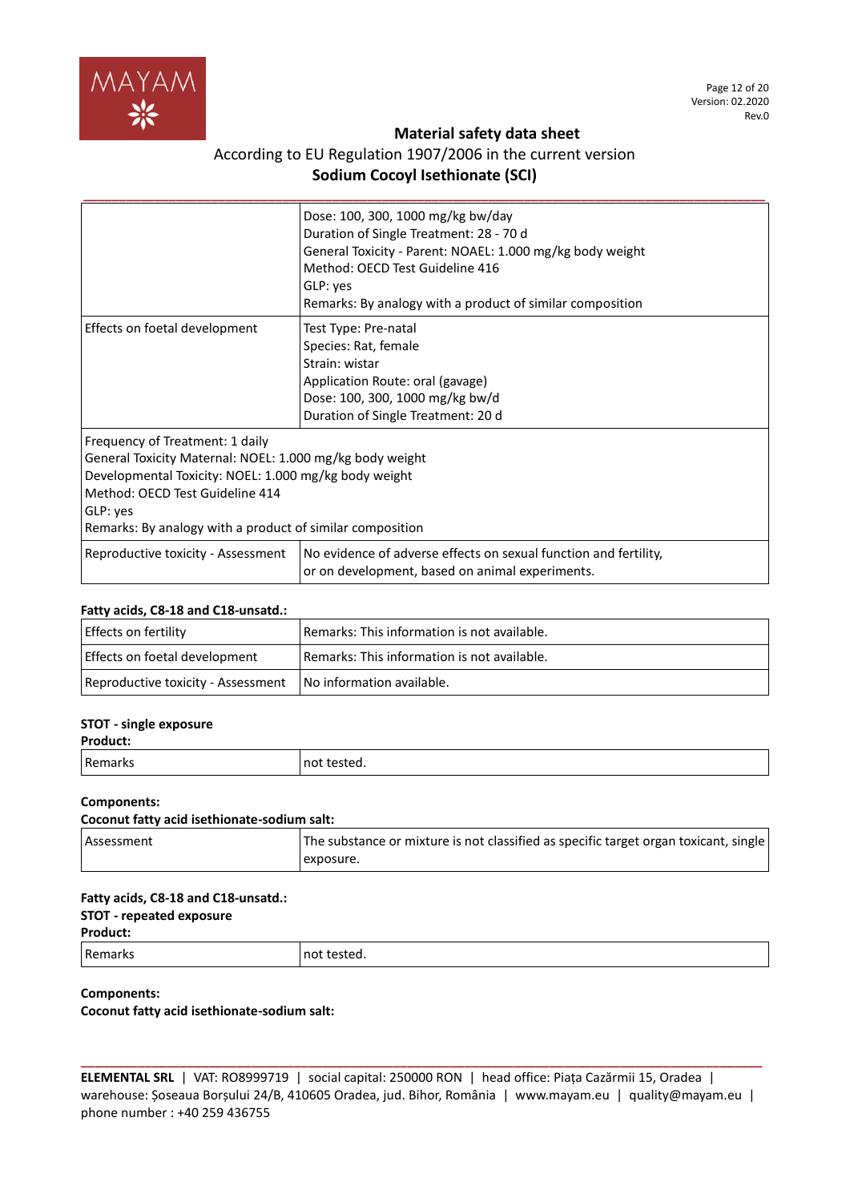| | |
|---|---|
| | Dose: 100, 300, 1000 mg/kg bw/day<br>Duration of Single Treatment: 28 - 70 d<br>General Toxicity - Parent: NOAEL: 1.000 mg/kg body weight<br>Method: OECD Test Guideline 416<br>GLP: yes<br>Remarks: By analogy with a product of similar composition |
| Effects on foetal development | Test Type: Pre-natal<br>Species: Rat, female<br>Strain: wistar<br>Application Route: oral (gavage)<br>Dose: 100, 300, 1000 mg/kg bw/d<br>Duration of Single Treatment: 20 d |
| Frequency of Treatment: 1 daily<br>General Toxicity Maternal: NOEL: 1.000 mg/kg body weight<br>Developmental Toxicity: NOEL: 1.000 mg/kg body weight<br>Method: OECD Test Guideline 414<br>GLP: yes<br>Remarks: By analogy with a product of similar composition | |
| Reproductive toxicity - Assessment | No evidence of adverse effects on sexual function and fertility, or on development, based on animal experiments. |

**Fatty acids, C8-18 and C18-unsatd.:**

| | |
|---|---|
| Effects on fertility | Remarks: This information is not available. |
| Effects on foetal development | Remarks: This information is not available. |
| Reproductive toxicity - Assessment | No information available. |

**STOT - single exposure**

**Product:**

| | |
|---|---|
| Remarks | not tested. |

**Components:**

**Coconut fatty acid isethionate-sodium salt:**

| | |
|---|---|
| Assessment | The substance or mixture is not classified as specific target organ toxicant, single exposure. |

**Fatty acids, C8-18 and C18-unsatd.:**

**STOT - repeated exposure**

**Product:**

| | |
|---|---|
| Remarks | not tested. |

**Components:**

**Coconut fatty acid isethionate-sodium salt:**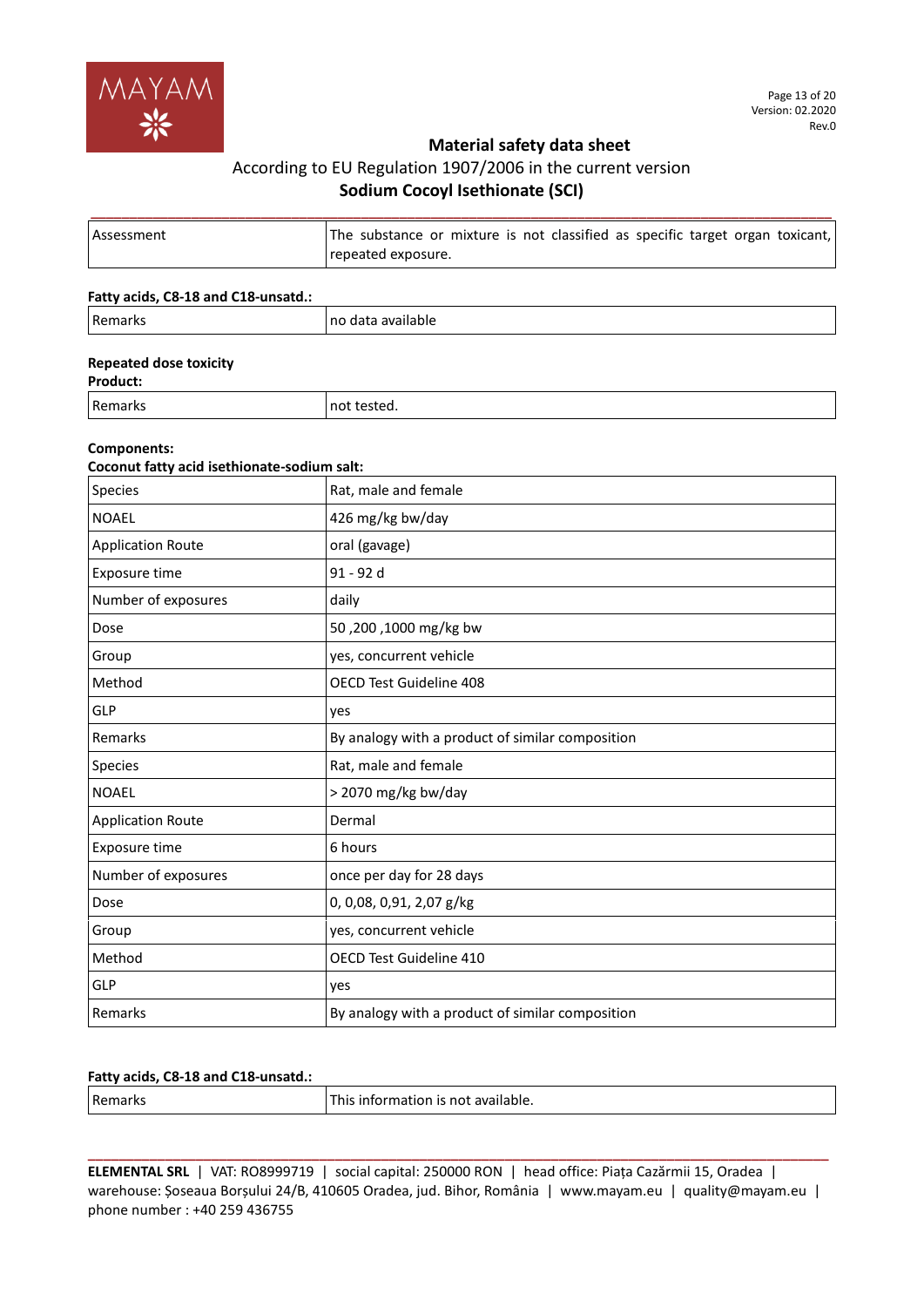| Assessment | The substance or mixture is not classified as specific target organ toxicant, repeated exposure. |
|---|---|

**Fatty acids, C8-18 and C18-unsatd.:**

| Remarks | no data available |
|---|---|

**Repeated dose toxicity**

**Product:**

| Remarks | not tested. |
|---|---|

**Components:**

**Coconut fatty acid isethionate-sodium salt:**

| Species | Rat, male and female |
|---|---|
| NOAEL | 426 mg/kg bw/day |
| Application Route | oral (gavage) |
| Exposure time | 91 - 92 d |
| Number of exposures | daily |
| Dose | 50 ,200 ,1000 mg/kg bw |
| Group | yes, concurrent vehicle |
| Method | OECD Test Guideline 408 |
| GLP | yes |
| Remarks | By analogy with a product of similar composition |
| Species | Rat, male and female |
| NOAEL | > 2070 mg/kg bw/day |
| Application Route | Dermal |
| Exposure time | 6 hours |
| Number of exposures | once per day for 28 days |
| Dose | 0, 0,08, 0,91, 2,07 g/kg |
| Group | yes, concurrent vehicle |
| Method | OECD Test Guideline 410 |
| GLP | yes |
| Remarks | By analogy with a product of similar composition |

**Fatty acids, C8-18 and C18-unsatd.:**

| Remarks | This information is not available. |
|---|---|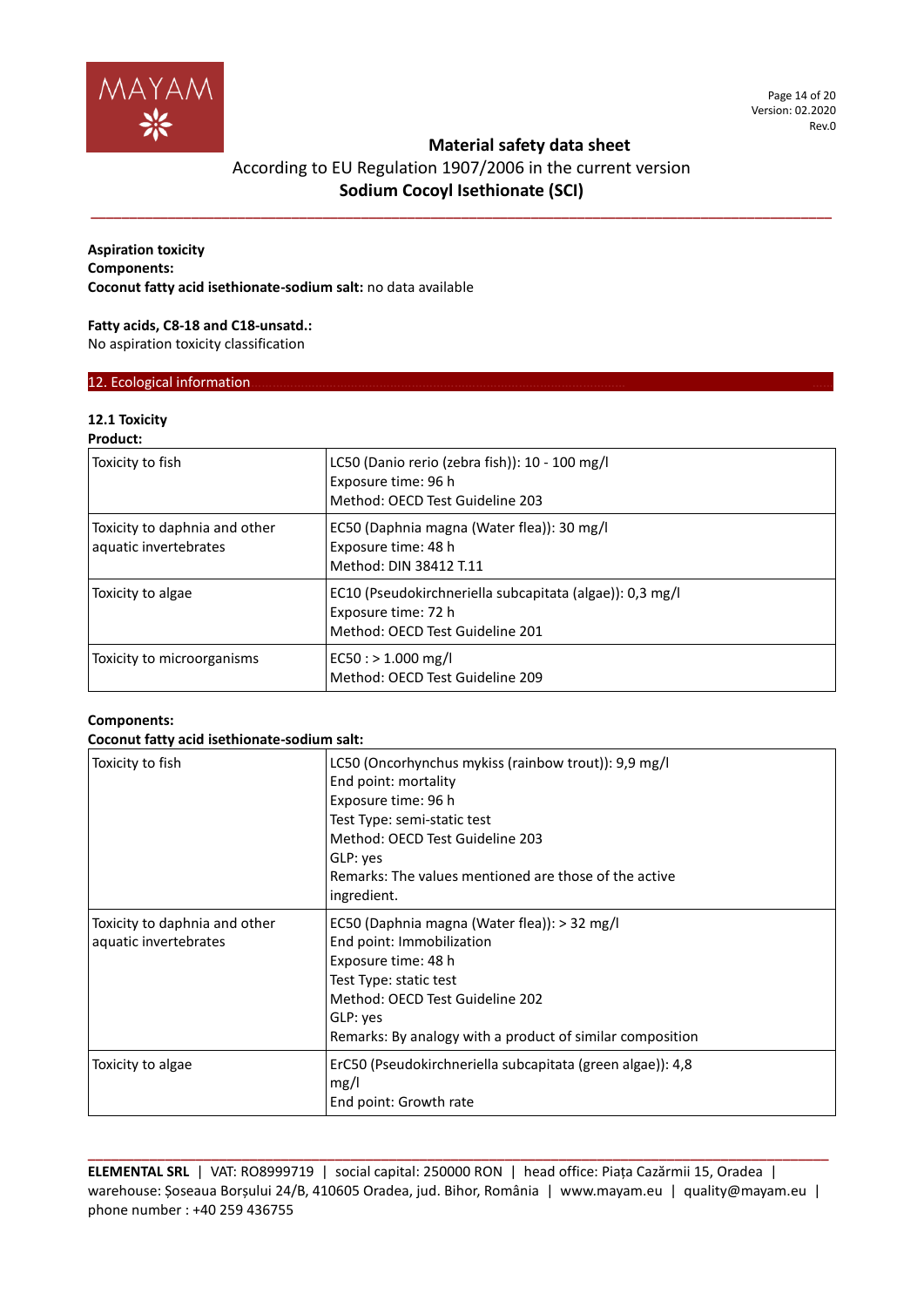**Aspiration toxicity**
**Components:**
**Coconut fatty acid isethionate-sodium salt:** no data available

**Fatty acids, C8-18 and C18-unsatd.:**
No aspiration toxicity classification

## 12. Ecological information

**12.1 Toxicity**
**Product:**

| | |
|---|---|
| Toxicity to fish | LC50 (Danio rerio (zebra fish)): 10 - 100 mg/l<br>Exposure time: 96 h<br>Method: OECD Test Guideline 203 |
| Toxicity to daphnia and other aquatic invertebrates | EC50 (Daphnia magna (Water flea)): 30 mg/l<br>Exposure time: 48 h<br>Method: DIN 38412 T.11 |
| Toxicity to algae | EC10 (Pseudokirchneriella subcapitata (algae)): 0,3 mg/l<br>Exposure time: 72 h<br>Method: OECD Test Guideline 201 |
| Toxicity to microorganisms | EC50 : > 1.000 mg/l<br>Method: OECD Test Guideline 209 |

**Components:**
**Coconut fatty acid isethionate-sodium salt:**

| | |
|---|---|
| Toxicity to fish | LC50 (Oncorhynchus mykiss (rainbow trout)): 9,9 mg/l<br>End point: mortality<br>Exposure time: 96 h<br>Test Type: semi-static test<br>Method: OECD Test Guideline 203<br>GLP: yes<br>Remarks: The values mentioned are those of the active ingredient. |
| Toxicity to daphnia and other aquatic invertebrates | EC50 (Daphnia magna (Water flea)): > 32 mg/l<br>End point: Immobilization<br>Exposure time: 48 h<br>Test Type: static test<br>Method: OECD Test Guideline 202<br>GLP: yes<br>Remarks: By analogy with a product of similar composition |
| Toxicity to algae | ErC50 (Pseudokirchneriella subcapitata (green algae)): 4,8 mg/l<br>End point: Growth rate |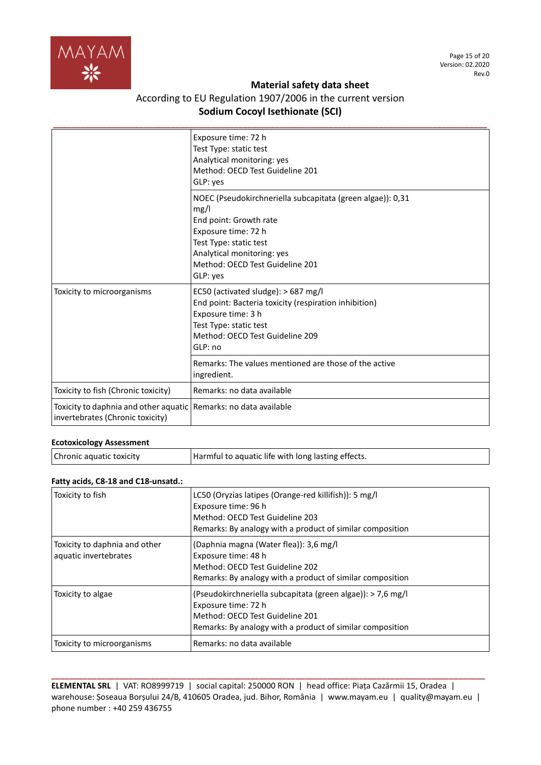| | |
|---|---|
| | Exposure time: 72 h<br>Test Type: static test<br>Analytical monitoring: yes<br>Method: OECD Test Guideline 201<br>GLP: yes |
| | NOEC (Pseudokirchneriella subcapitata (green algae)): 0,31 mg/l<br>End point: Growth rate<br>Exposure time: 72 h<br>Test Type: static test<br>Analytical monitoring: yes<br>Method: OECD Test Guideline 201<br>GLP: yes |
| Toxicity to microorganisms | EC50 (activated sludge): > 687 mg/l<br>End point: Bacteria toxicity (respiration inhibition)<br>Exposure time: 3 h<br>Test Type: static test<br>Method: OECD Test Guideline 209<br>GLP: no |
| | Remarks: The values mentioned are those of the active ingredient. |
| Toxicity to fish (Chronic toxicity) | Remarks: no data available |
| Toxicity to daphnia and other aquatic invertebrates (Chronic toxicity) | Remarks: no data available |

**Ecotoxicology Assessment**

| | |
|---|---|
| Chronic aquatic toxicity | Harmful to aquatic life with long lasting effects. |

**Fatty acids, C8-18 and C18-unsatd.:**

| | |
|---|---|
| Toxicity to fish | LC50 (Oryzias latipes (Orange-red killifish)): 5 mg/l<br>Exposure time: 96 h<br>Method: OECD Test Guideline 203<br>Remarks: By analogy with a product of similar composition |
| Toxicity to daphnia and other aquatic invertebrates | (Daphnia magna (Water flea)): 3,6 mg/l<br>Exposure time: 48 h<br>Method: OECD Test Guideline 202<br>Remarks: By analogy with a product of similar composition |
| Toxicity to algae | (Pseudokirchneriella subcapitata (green algae)): > 7,6 mg/l<br>Exposure time: 72 h<br>Method: OECD Test Guideline 201<br>Remarks: By analogy with a product of similar composition |
| Toxicity to microorganisms | Remarks: no data available |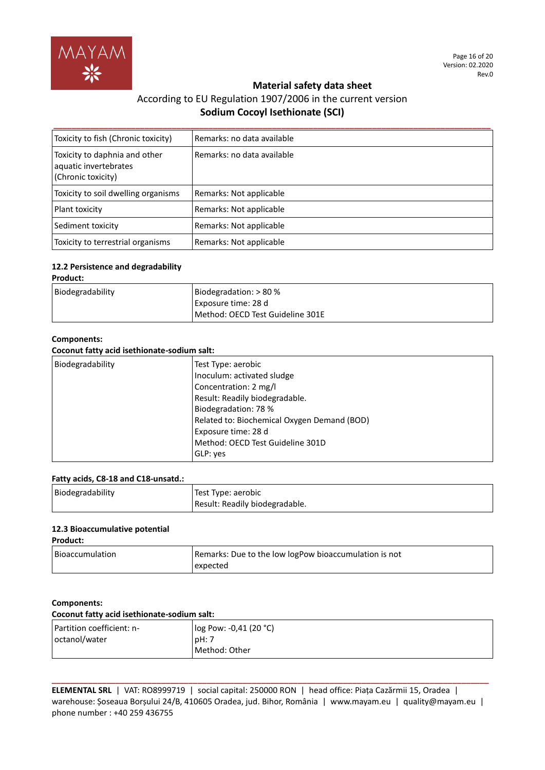| | |
|---|---|
| Toxicity to fish (Chronic toxicity) | Remarks: no data available |
| Toxicity to daphnia and other aquatic invertebrates (Chronic toxicity) | Remarks: no data available |
| Toxicity to soil dwelling organisms | Remarks: Not applicable |
| Plant toxicity | Remarks: Not applicable |
| Sediment toxicity | Remarks: Not applicable |
| Toxicity to terrestrial organisms | Remarks: Not applicable |

### 12.2 Persistence and degradability

**Product:**

| | |
|---|---|
| Biodegradability | Biodegradation: > 80 %<br>Exposure time: 28 d<br>Method: OECD Test Guideline 301E |

**Components:**

**Coconut fatty acid isethionate-sodium salt:**

| | |
|---|---|
| Biodegradability | Test Type: aerobic<br>Inoculum: activated sludge<br>Concentration: 2 mg/l<br>Result: Readily biodegradable.<br>Biodegradation: 78 %<br>Related to: Biochemical Oxygen Demand (BOD)<br>Exposure time: 28 d<br>Method: OECD Test Guideline 301D<br>GLP: yes |

**Fatty acids, C8-18 and C18-unsatd.:**

| | |
|---|---|
| Biodegradability | Test Type: aerobic<br>Result: Readily biodegradable. |

### 12.3 Bioaccumulative potential

**Product:**

| | |
|---|---|
| Bioaccumulation | Remarks: Due to the low logPow bioaccumulation is not expected |

**Components:**

**Coconut fatty acid isethionate-sodium salt:**

| | |
|---|---|
| Partition coefficient: n-octanol/water | log Pow: -0,41 (20 °C)<br>pH: 7<br>Method: Other |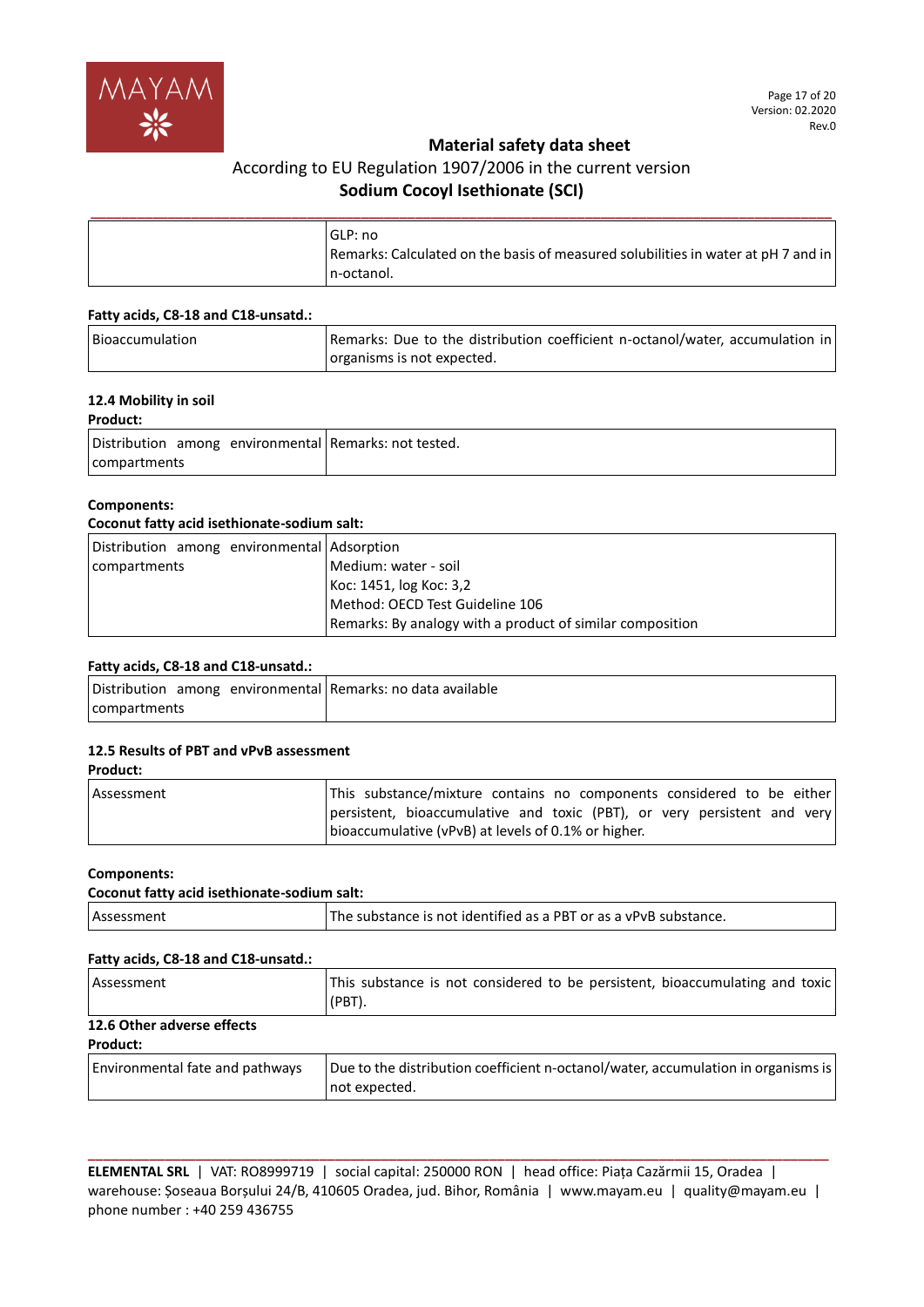| | |
|---|---|
| | GLP: no<br>Remarks: Calculated on the basis of measured solubilities in water at pH 7 and in n-octanol. |

**Fatty acids, C8-18 and C18-unsatd.:**

| | |
|---|---|
| Bioaccumulation | Remarks: Due to the distribution coefficient n-octanol/water, accumulation in organisms is not expected. |

### 12.4 Mobility in soil

**Product:**

| | |
|---|---|
| Distribution among environmental compartments | Remarks: not tested. |

**Components:**

**Coconut fatty acid isethionate-sodium salt:**

| | |
|---|---|
| Distribution among environmental compartments | Adsorption<br>Medium: water - soil<br>Koc: 1451, log Koc: 3,2<br>Method: OECD Test Guideline 106<br>Remarks: By analogy with a product of similar composition |

**Fatty acids, C8-18 and C18-unsatd.:**

| | |
|---|---|
| Distribution among environmental compartments | Remarks: no data available |

### 12.5 Results of PBT and vPvB assessment

**Product:**

| | |
|---|---|
| Assessment | This substance/mixture contains no components considered to be either persistent, bioaccumulative and toxic (PBT), or very persistent and very bioaccumulative (vPvB) at levels of 0.1% or higher. |

**Components:**

**Coconut fatty acid isethionate-sodium salt:**

| | |
|---|---|
| Assessment | The substance is not identified as a PBT or as a vPvB substance. |

**Fatty acids, C8-18 and C18-unsatd.:**

| | |
|---|---|
| Assessment | This substance is not considered to be persistent, bioaccumulating and toxic (PBT). |

### 12.6 Other adverse effects

**Product:**

| | |
|---|---|
| Environmental fate and pathways | Due to the distribution coefficient n-octanol/water, accumulation in organisms is not expected. |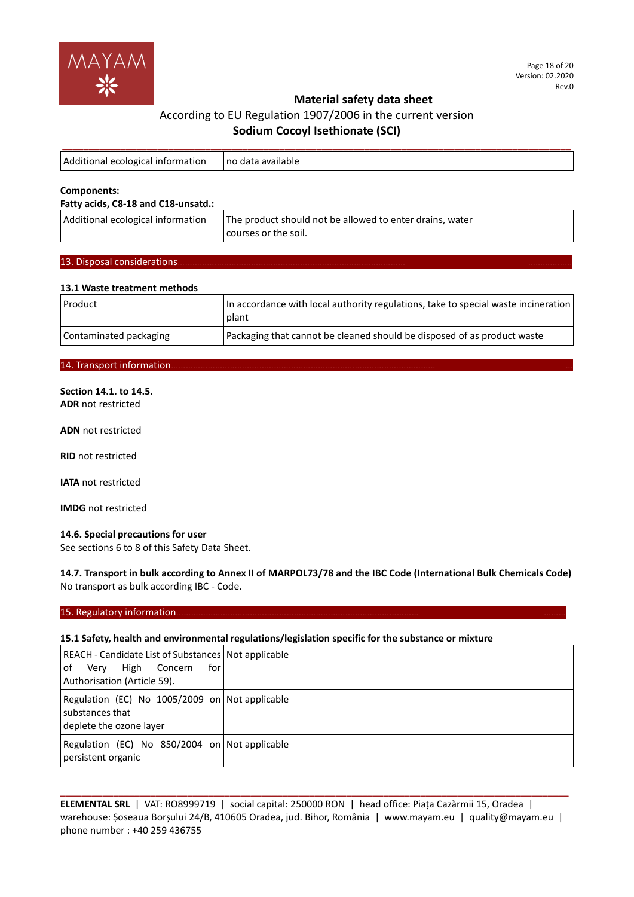| Additional ecological information | no data available |
|---|---|

**Components:**

**Fatty acids, C8-18 and C18-unsatd.:**

| Additional ecological information | The product should not be allowed to enter drains, water courses or the soil. |
|---|---|

## 13. Disposal considerations

### 13.1 Waste treatment methods

| Product | In accordance with local authority regulations, take to special waste incineration plant |
|---|---|
| Contaminated packaging | Packaging that cannot be cleaned should be disposed of as product waste |

## 14. Transport information

**Section 14.1. to 14.5.**

**ADR** not restricted

**ADN** not restricted

**RID** not restricted

**IATA** not restricted

**IMDG** not restricted

**14.6. Special precautions for user**

See sections 6 to 8 of this Safety Data Sheet.

**14.7. Transport in bulk according to Annex II of MARPOL73/78 and the IBC Code (International Bulk Chemicals Code)**

No transport as bulk according IBC - Code.

## 15. Regulatory information

### 15.1 Safety, health and environmental regulations/legislation specific for the substance or mixture

| REACH - Candidate List of Substances of Very High Concern for Authorisation (Article 59). | Not applicable |
|---|---|
| Regulation (EC) No 1005/2009 on substances that deplete the ozone layer | Not applicable |
| Regulation (EC) No 850/2004 on persistent organic | Not applicable |

**ELEMENTAL SRL** | VAT: RO8999719 | social capital: 250000 RON | head office: Piața Cazărmii 15, Oradea | warehouse: Șoseaua Borșului 24/B, 410605 Oradea, jud. Bihor, România | www.mayam.eu | quality@mayam.eu | phone number : +40 259 436755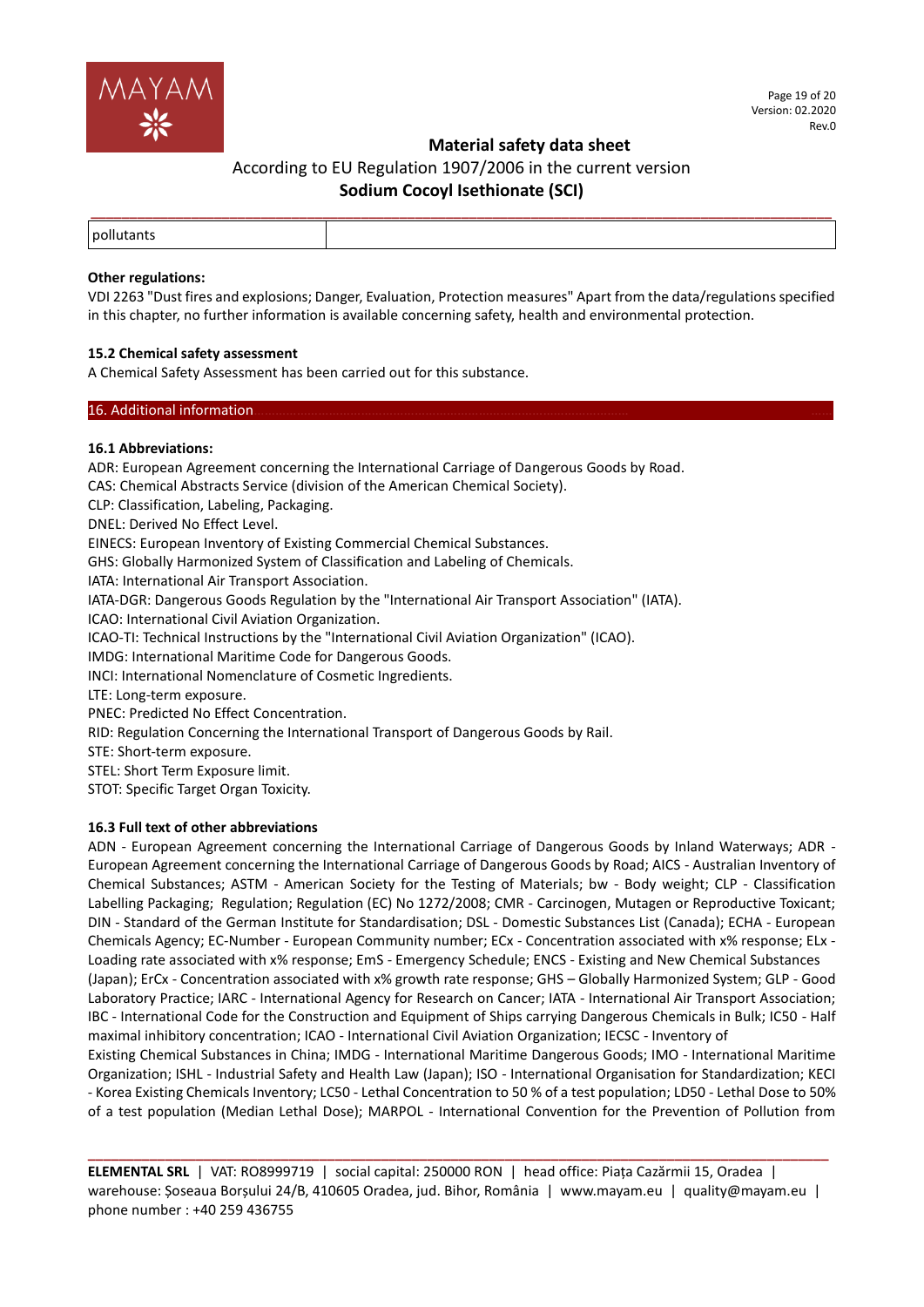| pollutants | |
|---|---|

**Other regulations:**

VDI 2263 "Dust fires and explosions; Danger, Evaluation, Protection measures" Apart from the data/regulations specified in this chapter, no further information is available concerning safety, health and environmental protection.

**15.2 Chemical safety assessment**

A Chemical Safety Assessment has been carried out for this substance.

## 16. Additional information

**16.1 Abbreviations:**

ADR: European Agreement concerning the International Carriage of Dangerous Goods by Road.
CAS: Chemical Abstracts Service (division of the American Chemical Society).
CLP: Classification, Labeling, Packaging.
DNEL: Derived No Effect Level.
EINECS: European Inventory of Existing Commercial Chemical Substances.
GHS: Globally Harmonized System of Classification and Labeling of Chemicals.
IATA: International Air Transport Association.
IATA-DGR: Dangerous Goods Regulation by the "International Air Transport Association" (IATA).
ICAO: International Civil Aviation Organization.
ICAO-TI: Technical Instructions by the "International Civil Aviation Organization" (ICAO).
IMDG: International Maritime Code for Dangerous Goods.
INCI: International Nomenclature of Cosmetic Ingredients.
LTE: Long-term exposure.
PNEC: Predicted No Effect Concentration.
RID: Regulation Concerning the International Transport of Dangerous Goods by Rail.
STE: Short-term exposure.
STEL: Short Term Exposure limit.
STOT: Specific Target Organ Toxicity.

**16.3 Full text of other abbreviations**

ADN - European Agreement concerning the International Carriage of Dangerous Goods by Inland Waterways; ADR - European Agreement concerning the International Carriage of Dangerous Goods by Road; AICS - Australian Inventory of Chemical Substances; ASTM - American Society for the Testing of Materials; bw - Body weight; CLP - Classification Labelling Packaging; Regulation; Regulation (EC) No 1272/2008; CMR - Carcinogen, Mutagen or Reproductive Toxicant; DIN - Standard of the German Institute for Standardisation; DSL - Domestic Substances List (Canada); ECHA - European Chemicals Agency; EC-Number - European Community number; ECx - Concentration associated with x% response; ELx - Loading rate associated with x% response; EmS - Emergency Schedule; ENCS - Existing and New Chemical Substances (Japan); ErCx - Concentration associated with x% growth rate response; GHS – Globally Harmonized System; GLP - Good Laboratory Practice; IARC - International Agency for Research on Cancer; IATA - International Air Transport Association; IBC - International Code for the Construction and Equipment of Ships carrying Dangerous Chemicals in Bulk; IC50 - Half maximal inhibitory concentration; ICAO - International Civil Aviation Organization; IECSC - Inventory of Existing Chemical Substances in China; IMDG - International Maritime Dangerous Goods; IMO - International Maritime Organization; ISHL - Industrial Safety and Health Law (Japan); ISO - International Organisation for Standardization; KECI - Korea Existing Chemicals Inventory; LC50 - Lethal Concentration to 50 % of a test population; LD50 - Lethal Dose to 50% of a test population (Median Lethal Dose); MARPOL - International Convention for the Prevention of Pollution from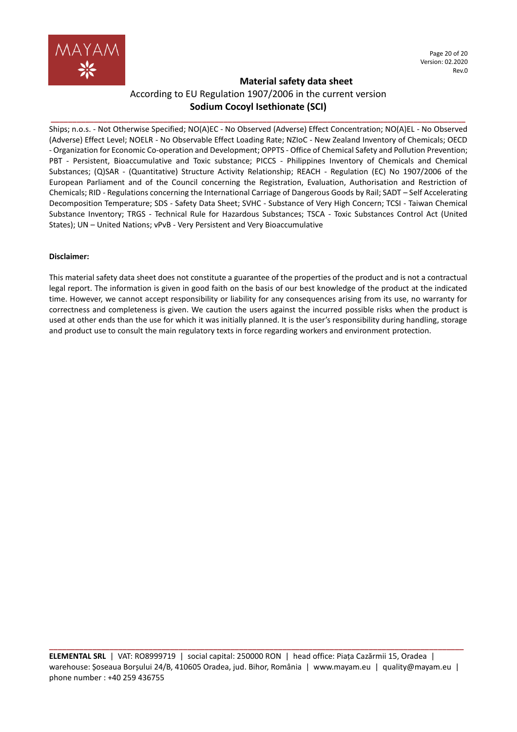Ships; n.o.s. - Not Otherwise Specified; NO(A)EC - No Observed (Adverse) Effect Concentration; NO(A)EL - No Observed (Adverse) Effect Level; NOELR - No Observable Effect Loading Rate; NZIoC - New Zealand Inventory of Chemicals; OECD - Organization for Economic Co-operation and Development; OPPTS - Office of Chemical Safety and Pollution Prevention; PBT - Persistent, Bioaccumulative and Toxic substance; PICCS - Philippines Inventory of Chemicals and Chemical Substances; (Q)SAR - (Quantitative) Structure Activity Relationship; REACH - Regulation (EC) No 1907/2006 of the European Parliament and of the Council concerning the Registration, Evaluation, Authorisation and Restriction of Chemicals; RID - Regulations concerning the International Carriage of Dangerous Goods by Rail; SADT – Self Accelerating Decomposition Temperature; SDS - Safety Data Sheet; SVHC - Substance of Very High Concern; TCSI - Taiwan Chemical Substance Inventory; TRGS - Technical Rule for Hazardous Substances; TSCA - Toxic Substances Control Act (United States); UN – United Nations; vPvB - Very Persistent and Very Bioaccumulative

**Disclaimer:**

This material safety data sheet does not constitute a guarantee of the properties of the product and is not a contractual legal report. The information is given in good faith on the basis of our best knowledge of the product at the indicated time. However, we cannot accept responsibility or liability for any consequences arising from its use, no warranty for correctness and completeness is given. We caution the users against the incurred possible risks when the product is used at other ends than the use for which it was initially planned. It is the user's responsibility during handling, storage and product use to consult the main regulatory texts in force regarding workers and environment protection.